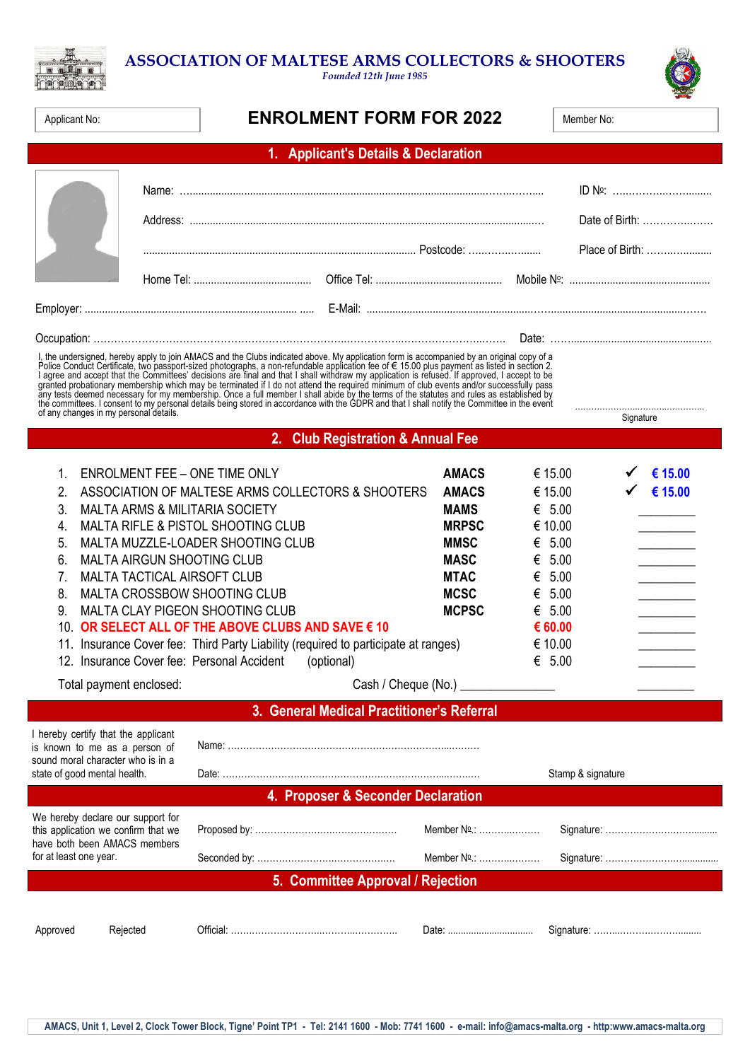# ASSOCIATION OF MALTESE ARMS COLLECTORS & SHOOTERS

*Founded 12th June 1985*

Applicant No:

## ENROLMENT FORM FOR 2022

Member No:

## 1. Applicant's Details & Declaration

Name: ........................................................................................................................ ID №: ..............................

Address: ........................................................................................................................ Date of Birth: ......................

................................................................................................ Postcode: ...................... Place of Birth: ......................

Home Tel: ...................................... Office Tel: ........................................... Mobile №: ...............................................

Employer: ............................................................................ ..... E-Mail: ...............................................................................................

Occupation: ............................................................................................................................... Date: ..........................................................

I, the undersigned, hereby apply to join AMACS and the Clubs indicated above. My application form is accompanied by an original copy of a Police Conduct Certificate, two passport-sized photographs, a non-refundable application fee of € 15.00 plus payment as listed in section 2. I agree and accept that the Committees' decisions are final and that I shall withdraw my application is refused. If approved, I accept to be granted probationary membership which may be terminated if I do not attend the required minimum of club events and/or successfully pass any tests deemed necessary for my membership. Once a full member I shall abide by the terms of the statutes and rules as established by the committees. I consent to my personal details being stored in accordance with the GDPR and that I shall notify the Committee in the event of any changes in my personal details.

..............................................
Signature

## 2. Club Registration & Annual Fee

| | | | | |
|---|---|---|---|---|
| 1. | ENROLMENT FEE – ONE TIME ONLY | **AMACS** | € 15.00 | ✓ **€ 15.00** |
| 2. | ASSOCIATION OF MALTESE ARMS COLLECTORS & SHOOTERS | **AMACS** | € 15.00 | ✓ **€ 15.00** |
| 3. | MALTA ARMS & MILITARIA SOCIETY | **MAMS** | € 5.00 | ________ |
| 4. | MALTA RIFLE & PISTOL SHOOTING CLUB | **MRPSC** | € 10.00 | ________ |
| 5. | MALTA MUZZLE-LOADER SHOOTING CLUB | **MMSC** | € 5.00 | ________ |
| 6. | MALTA AIRGUN SHOOTING CLUB | **MASC** | € 5.00 | ________ |
| 7. | MALTA TACTICAL AIRSOFT CLUB | **MTAC** | € 5.00 | ________ |
| 8. | MALTA CROSSBOW SHOOTING CLUB | **MCSC** | € 5.00 | ________ |
| 9. | MALTA CLAY PIGEON SHOOTING CLUB | **MCPSC** | € 5.00 | ________ |
| 10. | **OR SELECT ALL OF THE ABOVE CLUBS AND SAVE € 10** | | **€ 60.00** | ________ |
| 11. | Insurance Cover fee: Third Party Liability (required to participate at ranges) | | € 10.00 | ________ |
| 12. | Insurance Cover fee: Personal Accident (optional) | | € 5.00 | ________ |

Total payment enclosed: Cash / Cheque (No.) ______________ ________

## 3. General Medical Practitioner's Referral

I hereby certify that the applicant is known to me as a person of sound moral character who is in a state of good mental health.

Name: ..................................................................................

Date: .................................................................................. Stamp & signature

## 4. Proposer & Seconder Declaration

We hereby declare our support for this application we confirm that we have both been AMACS members for at least one year.

Proposed by: .............................................. Member №.: .................... Signature: ......................................

Seconded by: .............................................. Member №.: .................... Signature: ......................................

## 5. Committee Approval / Rejection

Approved Rejected Official: ........................................................ Date: ................................ Signature: ......................................

AMACS, Unit 1, Level 2, Clock Tower Block, Tigne' Point TP1 - Tel: 2141 1600 - Mob: 7741 1600 - e-mail: info@amacs-malta.org - http:www.amacs-malta.org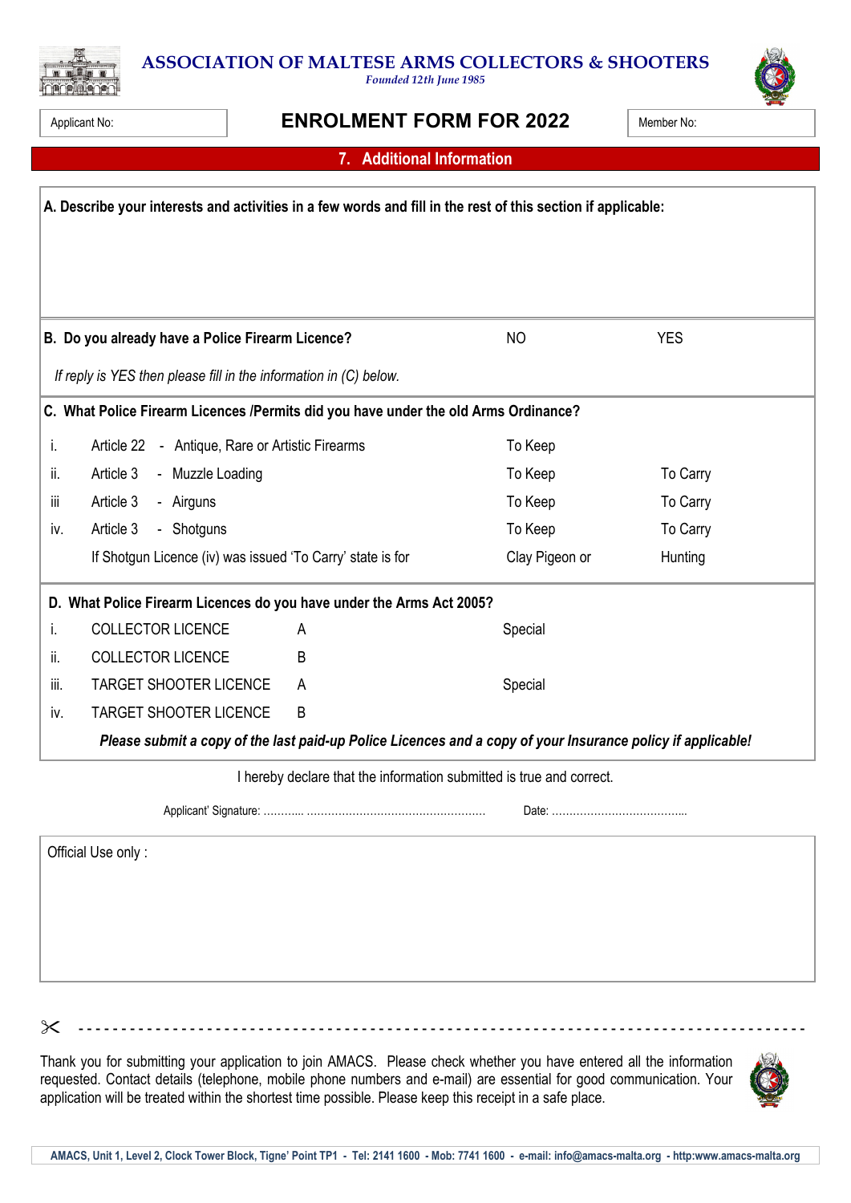# ASSOCIATION OF MALTESE ARMS COLLECTORS & SHOOTERS

*Founded 12th June 1985*

Applicant No:

## ENROLMENT FORM FOR 2022

Member No:

### 7. Additional Information

**A. Describe your interests and activities in a few words and fill in the rest of this section if applicable:**

| | | |
|---|---|---|
| **B. Do you already have a Police Firearm Licence?** | NO | YES |

*If reply is YES then please fill in the information in (C) below.*

**C. What Police Firearm Licences /Permits did you have under the old Arms Ordinance?**

| | | | |
|---|---|---|---|
| i. | Article 22 - Antique, Rare or Artistic Firearms | To Keep | |
| ii. | Article 3 - Muzzle Loading | To Keep | To Carry |
| iii | Article 3 - Airguns | To Keep | To Carry |
| iv. | Article 3 - Shotguns | To Keep | To Carry |
| | If Shotgun Licence (iv) was issued 'To Carry' state is for | Clay Pigeon or | Hunting |

**D. What Police Firearm Licences do you have under the Arms Act 2005?**

| | | | |
|---|---|---|---|
| i. | COLLECTOR LICENCE | A | Special |
| ii. | COLLECTOR LICENCE | B | |
| iii. | TARGET SHOOTER LICENCE | A | Special |
| iv. | TARGET SHOOTER LICENCE | B | |

***Please submit a copy of the last paid-up Police Licences and a copy of your Insurance policy if applicable!***

I hereby declare that the information submitted is true and correct.

Applicant' Signature: ……….. ……………………………………………  Date: ………………………………...

Official Use only :

✂ - - - - - - - - - - - - - - - - - - - - - - - - - - - - - - - - - - - - - - - - - - - - - - - - - - - - - - - -

Thank you for submitting your application to join AMACS. Please check whether you have entered all the information requested. Contact details (telephone, mobile phone numbers and e-mail) are essential for good communication. Your application will be treated within the shortest time possible. Please keep this receipt in a safe place.

AMACS, Unit 1, Level 2, Clock Tower Block, Tigne' Point TP1 - Tel: 2141 1600 - Mob: 7741 1600 - e-mail: info@amacs-malta.org - http:www.amacs-malta.org